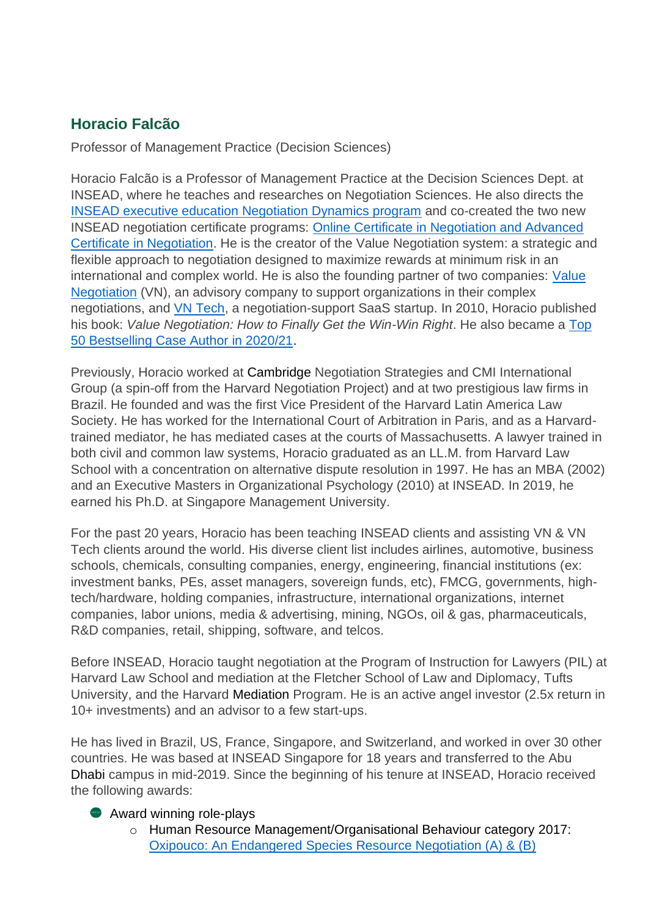## Horacio Falcão

Professor of Management Practice (Decision Sciences)

Horacio Falcão is a Professor of Management Practice at the Decision Sciences Dept. at INSEAD, where he teaches and researches on Negotiation Sciences. He also directs the [INSEAD executive education Negotiation Dynamics program]() and co-created the two new INSEAD negotiation certificate programs: [Online Certificate in Negotiation and Advanced Certificate in Negotiation](). He is the creator of the Value Negotiation system: a strategic and flexible approach to negotiation designed to maximize rewards at minimum risk in an international and complex world. He is also the founding partner of two companies: [Value Negotiation]() (VN), an advisory company to support organizations in their complex negotiations, and [VN Tech](), a negotiation-support SaaS startup. In 2010, Horacio published his book: *Value Negotiation: How to Finally Get the Win-Win Right*. He also became a [Top 50 Bestselling Case Author in 2020/21]().

Previously, Horacio worked at Cambridge Negotiation Strategies and CMI International Group (a spin-off from the Harvard Negotiation Project) and at two prestigious law firms in Brazil. He founded and was the first Vice President of the Harvard Latin America Law Society. He has worked for the International Court of Arbitration in Paris, and as a Harvard-trained mediator, he has mediated cases at the courts of Massachusetts. A lawyer trained in both civil and common law systems, Horacio graduated as an LL.M. from Harvard Law School with a concentration on alternative dispute resolution in 1997. He has an MBA (2002) and an Executive Masters in Organizational Psychology (2010) at INSEAD. In 2019, he earned his Ph.D. at Singapore Management University.

For the past 20 years, Horacio has been teaching INSEAD clients and assisting VN & VN Tech clients around the world. His diverse client list includes airlines, automotive, business schools, chemicals, consulting companies, energy, engineering, financial institutions (ex: investment banks, PEs, asset managers, sovereign funds, etc), FMCG, governments, high-tech/hardware, holding companies, infrastructure, international organizations, internet companies, labor unions, media & advertising, mining, NGOs, oil & gas, pharmaceuticals, R&D companies, retail, shipping, software, and telcos.

Before INSEAD, Horacio taught negotiation at the Program of Instruction for Lawyers (PIL) at Harvard Law School and mediation at the Fletcher School of Law and Diplomacy, Tufts University, and the Harvard Mediation Program. He is an active angel investor (2.5x return in 10+ investments) and an advisor to a few start-ups.

He has lived in Brazil, US, France, Singapore, and Switzerland, and worked in over 30 other countries. He was based at INSEAD Singapore for 18 years and transferred to the Abu Dhabi campus in mid-2019. Since the beginning of his tenure at INSEAD, Horacio received the following awards:

- Award winning role-plays
  - Human Resource Management/Organisational Behaviour category 2017: [Oxipouco: An Endangered Species Resource Negotiation (A) & (B)]()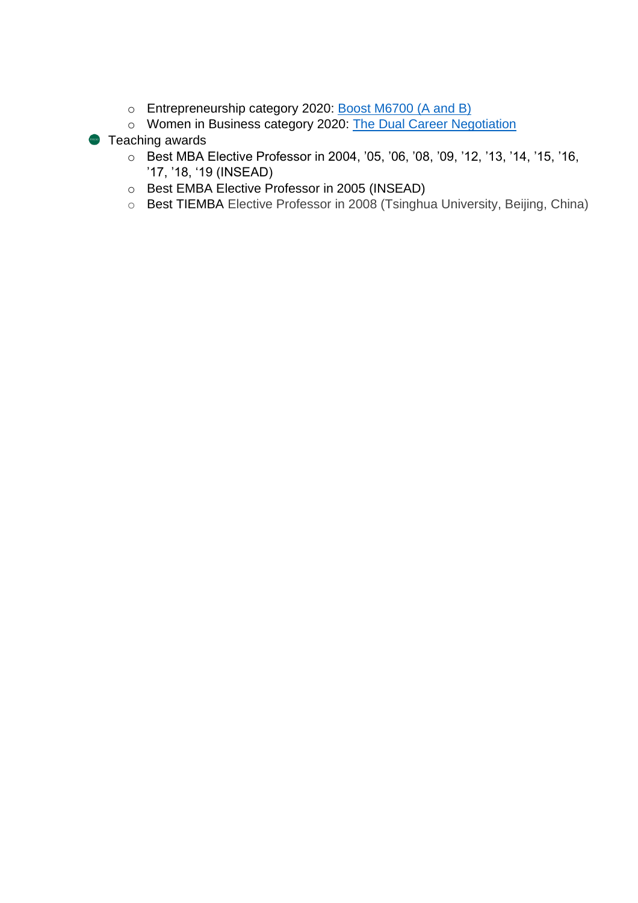- Entrepreneurship category 2020: [Boost M6700 (A and B)]
  - Women in Business category 2020: [The Dual Career Negotiation]
- Teaching awards
  - Best MBA Elective Professor in 2004, '05, '06, '08, '09, '12, '13, '14, '15, '16, '17, '18, '19 (INSEAD)
  - Best EMBA Elective Professor in 2005 (INSEAD)
  - Best TIEMBA Elective Professor in 2008 (Tsinghua University, Beijing, China)